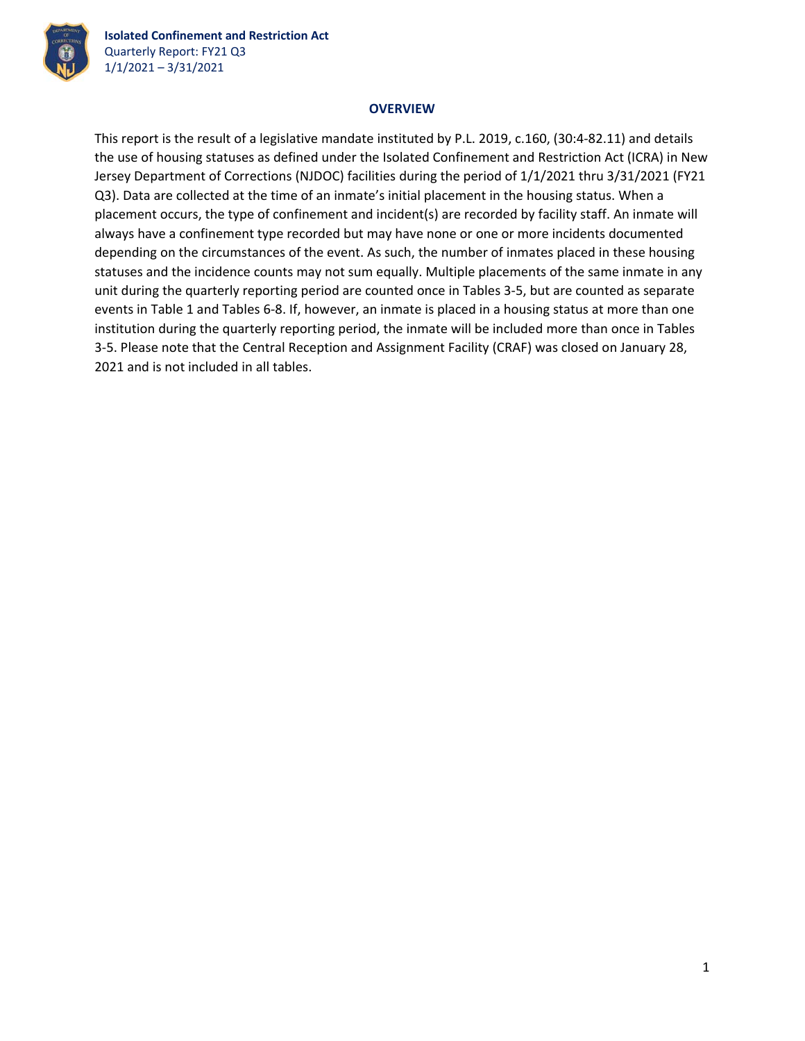**Isolated Confinement and Restriction Act**
Quarterly Report: FY21 Q3
1/1/2021 – 3/31/2021

## OVERVIEW

This report is the result of a legislative mandate instituted by P.L. 2019, c.160, (30:4-82.11) and details the use of housing statuses as defined under the Isolated Confinement and Restriction Act (ICRA) in New Jersey Department of Corrections (NJDOC) facilities during the period of 1/1/2021 thru 3/31/2021 (FY21 Q3). Data are collected at the time of an inmate's initial placement in the housing status. When a placement occurs, the type of confinement and incident(s) are recorded by facility staff. An inmate will always have a confinement type recorded but may have none or one or more incidents documented depending on the circumstances of the event. As such, the number of inmates placed in these housing statuses and the incidence counts may not sum equally. Multiple placements of the same inmate in any unit during the quarterly reporting period are counted once in Tables 3-5, but are counted as separate events in Table 1 and Tables 6-8. If, however, an inmate is placed in a housing status at more than one institution during the quarterly reporting period, the inmate will be included more than once in Tables 3-5. Please note that the Central Reception and Assignment Facility (CRAF) was closed on January 28, 2021 and is not included in all tables.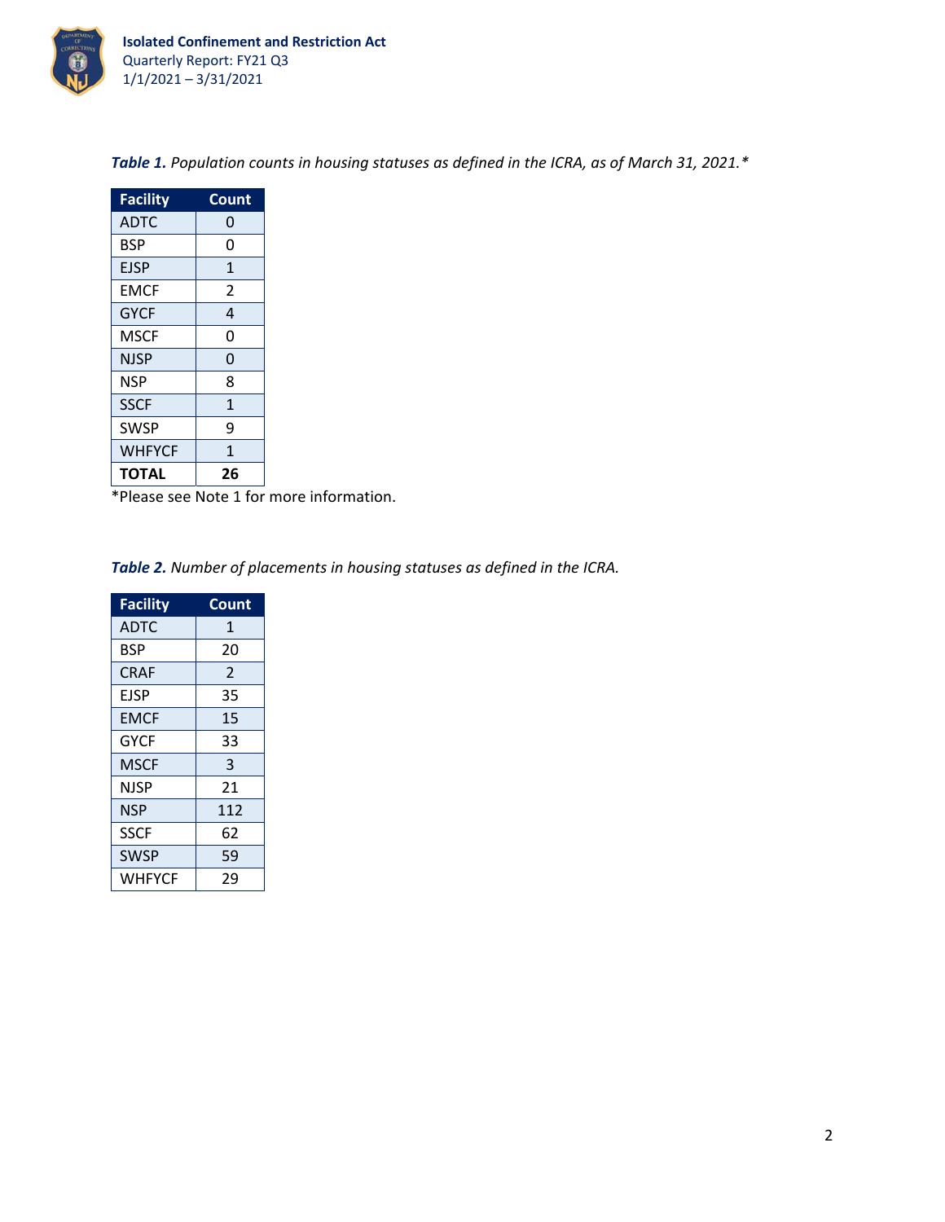***Table 1.*** *Population counts in housing statuses as defined in the ICRA, as of March 31, 2021.**

| Facility | Count |
|---|---|
| ADTC | 0 |
| BSP | 0 |
| EJSP | 1 |
| EMCF | 2 |
| GYCF | 4 |
| MSCF | 0 |
| NJSP | 0 |
| NSP | 8 |
| SSCF | 1 |
| SWSP | 9 |
| WHFYCF | 1 |
| **TOTAL** | **26** |

*Please see Note 1 for more information.

***Table 2.*** *Number of placements in housing statuses as defined in the ICRA.*

| Facility | Count |
|---|---|
| ADTC | 1 |
| BSP | 20 |
| CRAF | 2 |
| EJSP | 35 |
| EMCF | 15 |
| GYCF | 33 |
| MSCF | 3 |
| NJSP | 21 |
| NSP | 112 |
| SSCF | 62 |
| SWSP | 59 |
| WHFYCF | 29 |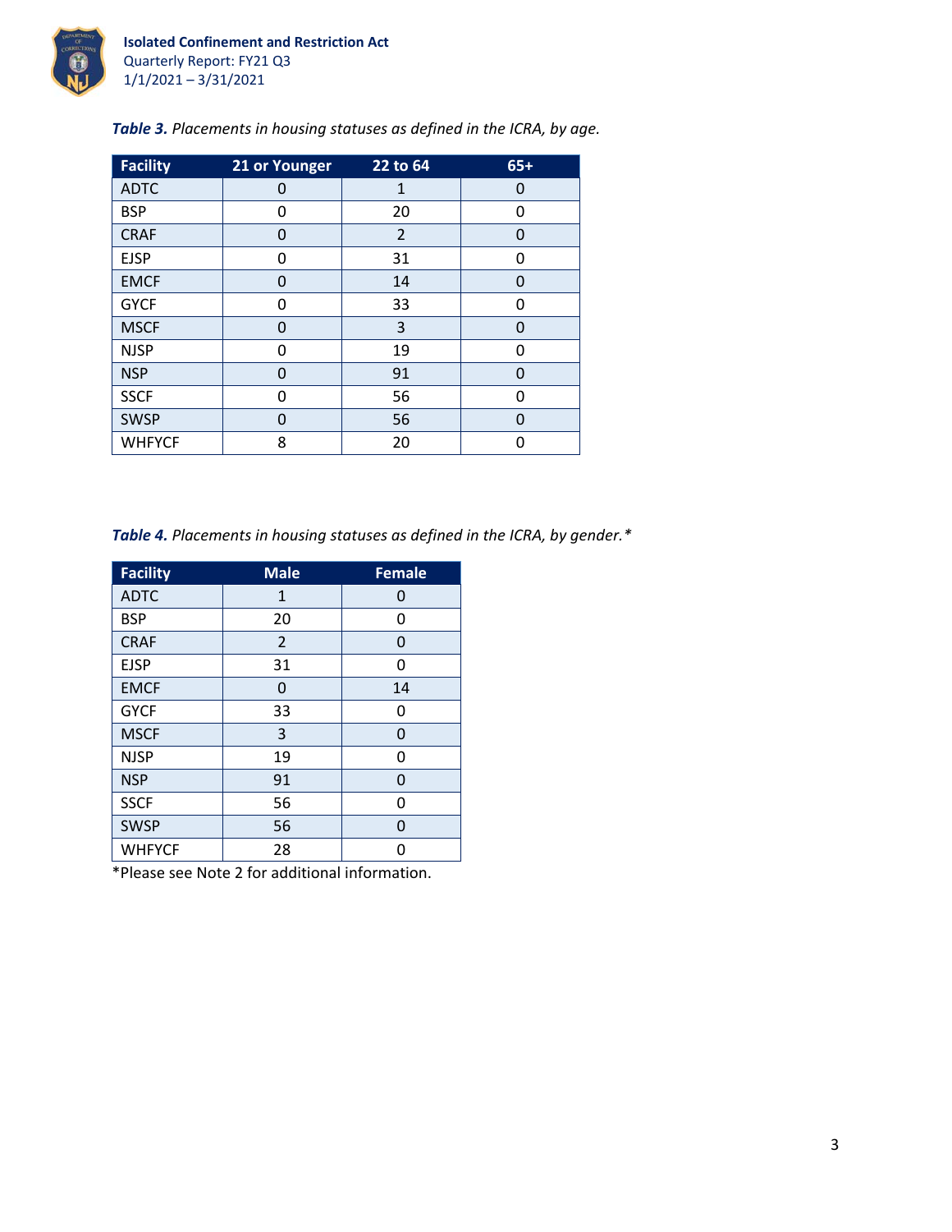***Table 3.*** *Placements in housing statuses as defined in the ICRA, by age.*

| Facility | 21 or Younger | 22 to 64 | 65+ |
|---|---|---|---|
| ADTC | 0 | 1 | 0 |
| BSP | 0 | 20 | 0 |
| CRAF | 0 | 2 | 0 |
| EJSP | 0 | 31 | 0 |
| EMCF | 0 | 14 | 0 |
| GYCF | 0 | 33 | 0 |
| MSCF | 0 | 3 | 0 |
| NJSP | 0 | 19 | 0 |
| NSP | 0 | 91 | 0 |
| SSCF | 0 | 56 | 0 |
| SWSP | 0 | 56 | 0 |
| WHFYCF | 8 | 20 | 0 |

***Table 4.*** *Placements in housing statuses as defined in the ICRA, by gender.**

| Facility | Male | Female |
|---|---|---|
| ADTC | 1 | 0 |
| BSP | 20 | 0 |
| CRAF | 2 | 0 |
| EJSP | 31 | 0 |
| EMCF | 0 | 14 |
| GYCF | 33 | 0 |
| MSCF | 3 | 0 |
| NJSP | 19 | 0 |
| NSP | 91 | 0 |
| SSCF | 56 | 0 |
| SWSP | 56 | 0 |
| WHFYCF | 28 | 0 |

*Please see Note 2 for additional information.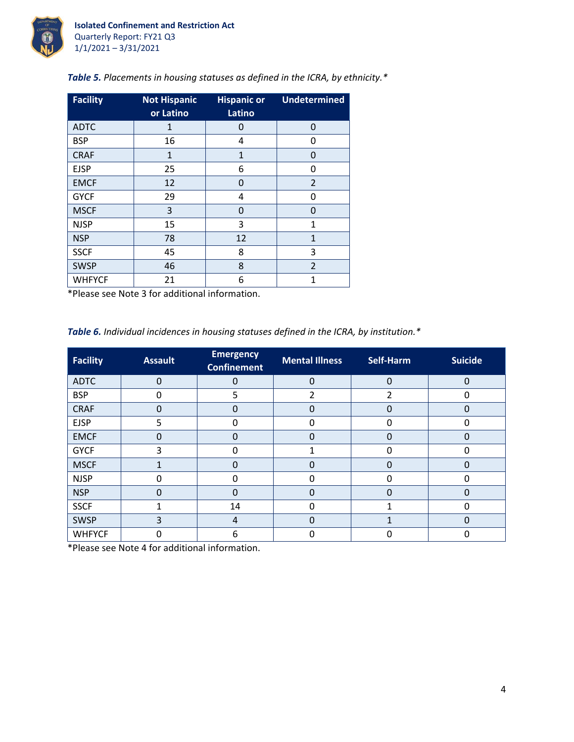*Table 5.* *Placements in housing statuses as defined in the ICRA, by ethnicity.**

| Facility | Not Hispanic or Latino | Hispanic or Latino | Undetermined |
|---|---|---|---|
| ADTC | 1 | 0 | 0 |
| BSP | 16 | 4 | 0 |
| CRAF | 1 | 1 | 0 |
| EJSP | 25 | 6 | 0 |
| EMCF | 12 | 0 | 2 |
| GYCF | 29 | 4 | 0 |
| MSCF | 3 | 0 | 0 |
| NJSP | 15 | 3 | 1 |
| NSP | 78 | 12 | 1 |
| SSCF | 45 | 8 | 3 |
| SWSP | 46 | 8 | 2 |
| WHFYCF | 21 | 6 | 1 |

*Please see Note 3 for additional information.

*Table 6.* *Individual incidences in housing statuses defined in the ICRA, by institution.**

| Facility | Assault | Emergency Confinement | Mental Illness | Self-Harm | Suicide |
|---|---|---|---|---|---|
| ADTC | 0 | 0 | 0 | 0 | 0 |
| BSP | 0 | 5 | 2 | 2 | 0 |
| CRAF | 0 | 0 | 0 | 0 | 0 |
| EJSP | 5 | 0 | 0 | 0 | 0 |
| EMCF | 0 | 0 | 0 | 0 | 0 |
| GYCF | 3 | 0 | 1 | 0 | 0 |
| MSCF | 1 | 0 | 0 | 0 | 0 |
| NJSP | 0 | 0 | 0 | 0 | 0 |
| NSP | 0 | 0 | 0 | 0 | 0 |
| SSCF | 1 | 14 | 0 | 1 | 0 |
| SWSP | 3 | 4 | 0 | 1 | 0 |
| WHFYCF | 0 | 6 | 0 | 0 | 0 |

*Please see Note 4 for additional information.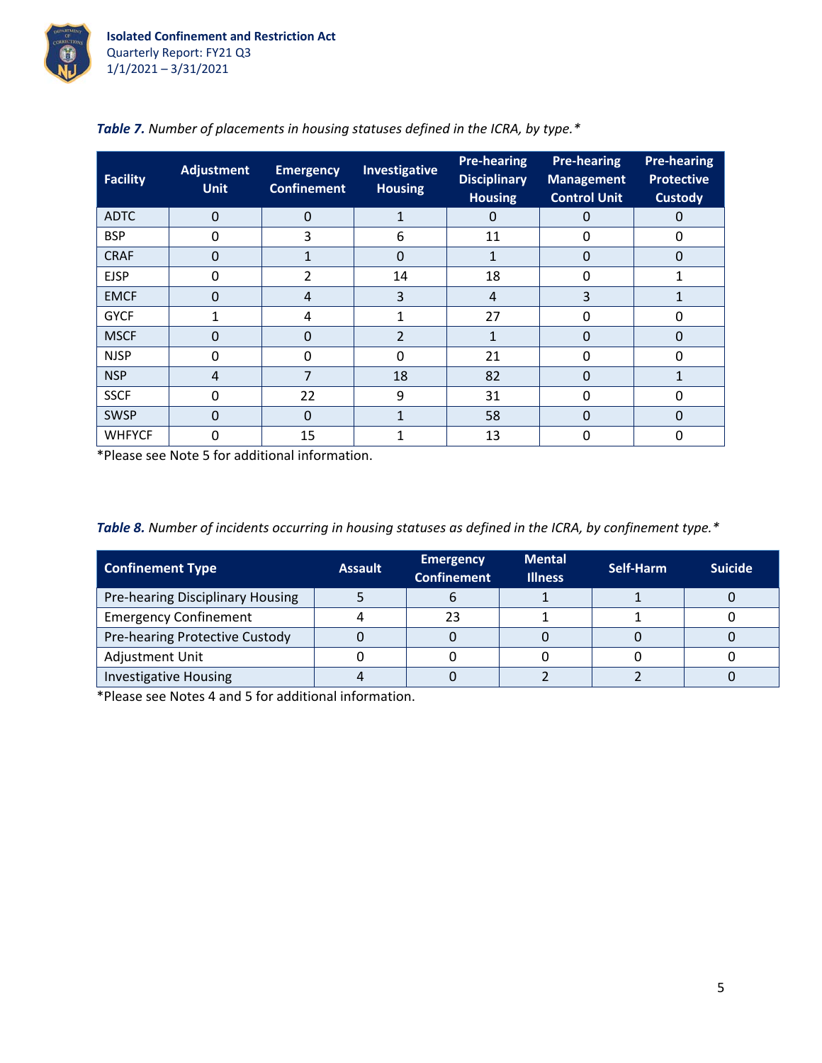***Table 7.*** *Number of placements in housing statuses defined in the ICRA, by type.**

| Facility | Adjustment Unit | Emergency Confinement | Investigative Housing | Pre-hearing Disciplinary Housing | Pre-hearing Management Control Unit | Pre-hearing Protective Custody |
|---|---|---|---|---|---|---|
| ADTC | 0 | 0 | 1 | 0 | 0 | 0 |
| BSP | 0 | 3 | 6 | 11 | 0 | 0 |
| CRAF | 0 | 1 | 0 | 1 | 0 | 0 |
| EJSP | 0 | 2 | 14 | 18 | 0 | 1 |
| EMCF | 0 | 4 | 3 | 4 | 3 | 1 |
| GYCF | 1 | 4 | 1 | 27 | 0 | 0 |
| MSCF | 0 | 0 | 2 | 1 | 0 | 0 |
| NJSP | 0 | 0 | 0 | 21 | 0 | 0 |
| NSP | 4 | 7 | 18 | 82 | 0 | 1 |
| SSCF | 0 | 22 | 9 | 31 | 0 | 0 |
| SWSP | 0 | 0 | 1 | 58 | 0 | 0 |
| WHFYCF | 0 | 15 | 1 | 13 | 0 | 0 |

*Please see Note 5 for additional information.

***Table 8.*** *Number of incidents occurring in housing statuses as defined in the ICRA, by confinement type.**

| Confinement Type | Assault | Emergency Confinement | Mental Illness | Self-Harm | Suicide |
|---|---|---|---|---|---|
| Pre-hearing Disciplinary Housing | 5 | 6 | 1 | 1 | 0 |
| Emergency Confinement | 4 | 23 | 1 | 1 | 0 |
| Pre-hearing Protective Custody | 0 | 0 | 0 | 0 | 0 |
| Adjustment Unit | 0 | 0 | 0 | 0 | 0 |
| Investigative Housing | 4 | 0 | 2 | 2 | 0 |

*Please see Notes 4 and 5 for additional information.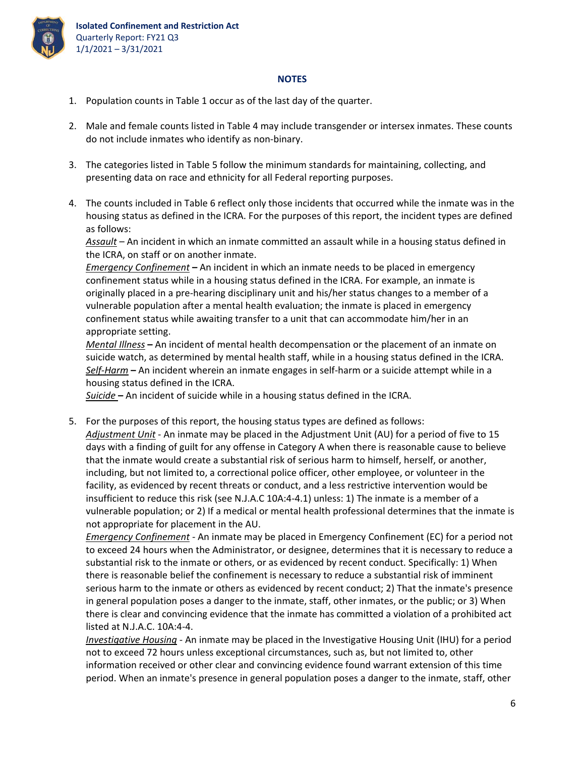## NOTES

1. Population counts in Table 1 occur as of the last day of the quarter.

2. Male and female counts listed in Table 4 may include transgender or intersex inmates. These counts do not include inmates who identify as non-binary.

3. The categories listed in Table 5 follow the minimum standards for maintaining, collecting, and presenting data on race and ethnicity for all Federal reporting purposes.

4. The counts included in Table 6 reflect only those incidents that occurred while the inmate was in the housing status as defined in the ICRA. For the purposes of this report, the incident types are defined as follows:
   _Assault_ – An incident in which an inmate committed an assault while in a housing status defined in the ICRA, on staff or on another inmate.
   _Emergency Confinement_ **–** An incident in which an inmate needs to be placed in emergency confinement status while in a housing status defined in the ICRA. For example, an inmate is originally placed in a pre-hearing disciplinary unit and his/her status changes to a member of a vulnerable population after a mental health evaluation; the inmate is placed in emergency confinement status while awaiting transfer to a unit that can accommodate him/her in an appropriate setting.
   _Mental Illness_ **–** An incident of mental health decompensation or the placement of an inmate on suicide watch, as determined by mental health staff, while in a housing status defined in the ICRA.
   _Self-Harm_ **–** An incident wherein an inmate engages in self-harm or a suicide attempt while in a housing status defined in the ICRA.
   _Suicide_ **–** An incident of suicide while in a housing status defined in the ICRA.

5. For the purposes of this report, the housing status types are defined as follows:
   _Adjustment Unit_ - An inmate may be placed in the Adjustment Unit (AU) for a period of five to 15 days with a finding of guilt for any offense in Category A when there is reasonable cause to believe that the inmate would create a substantial risk of serious harm to himself, herself, or another, including, but not limited to, a correctional police officer, other employee, or volunteer in the facility, as evidenced by recent threats or conduct, and a less restrictive intervention would be insufficient to reduce this risk (see N.J.A.C 10A:4-4.1) unless: 1) The inmate is a member of a vulnerable population; or 2) If a medical or mental health professional determines that the inmate is not appropriate for placement in the AU.
   _Emergency Confinement_ - An inmate may be placed in Emergency Confinement (EC) for a period not to exceed 24 hours when the Administrator, or designee, determines that it is necessary to reduce a substantial risk to the inmate or others, or as evidenced by recent conduct. Specifically: 1) When there is reasonable belief the confinement is necessary to reduce a substantial risk of imminent serious harm to the inmate or others as evidenced by recent conduct; 2) That the inmate's presence in general population poses a danger to the inmate, staff, other inmates, or the public; or 3) When there is clear and convincing evidence that the inmate has committed a violation of a prohibited act listed at N.J.A.C. 10A:4-4.
   _Investigative Housing_ - An inmate may be placed in the Investigative Housing Unit (IHU) for a period not to exceed 72 hours unless exceptional circumstances, such as, but not limited to, other information received or other clear and convincing evidence found warrant extension of this time period. When an inmate's presence in general population poses a danger to the inmate, staff, other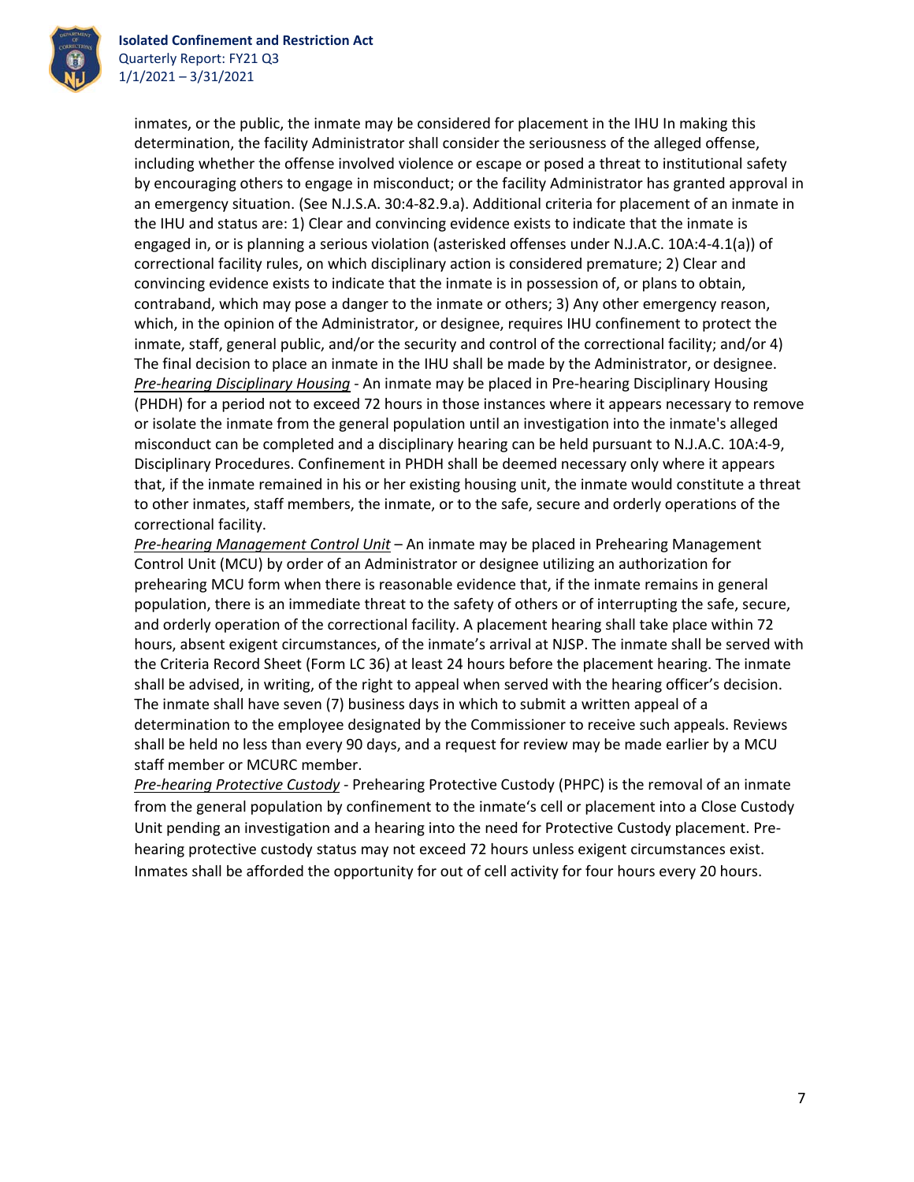inmates, or the public, the inmate may be considered for placement in the IHU In making this determination, the facility Administrator shall consider the seriousness of the alleged offense, including whether the offense involved violence or escape or posed a threat to institutional safety by encouraging others to engage in misconduct; or the facility Administrator has granted approval in an emergency situation. (See N.J.S.A. 30:4-82.9.a). Additional criteria for placement of an inmate in the IHU and status are: 1) Clear and convincing evidence exists to indicate that the inmate is engaged in, or is planning a serious violation (asterisked offenses under N.J.A.C. 10A:4-4.1(a)) of correctional facility rules, on which disciplinary action is considered premature; 2) Clear and convincing evidence exists to indicate that the inmate is in possession of, or plans to obtain, contraband, which may pose a danger to the inmate or others; 3) Any other emergency reason, which, in the opinion of the Administrator, or designee, requires IHU confinement to protect the inmate, staff, general public, and/or the security and control of the correctional facility; and/or 4) The final decision to place an inmate in the IHU shall be made by the Administrator, or designee.

*Pre-hearing Disciplinary Housing* - An inmate may be placed in Pre-hearing Disciplinary Housing (PHDH) for a period not to exceed 72 hours in those instances where it appears necessary to remove or isolate the inmate from the general population until an investigation into the inmate's alleged misconduct can be completed and a disciplinary hearing can be held pursuant to N.J.A.C. 10A:4-9, Disciplinary Procedures. Confinement in PHDH shall be deemed necessary only where it appears that, if the inmate remained in his or her existing housing unit, the inmate would constitute a threat to other inmates, staff members, the inmate, or to the safe, secure and orderly operations of the correctional facility.

*Pre-hearing Management Control Unit* – An inmate may be placed in Prehearing Management Control Unit (MCU) by order of an Administrator or designee utilizing an authorization for prehearing MCU form when there is reasonable evidence that, if the inmate remains in general population, there is an immediate threat to the safety of others or of interrupting the safe, secure, and orderly operation of the correctional facility. A placement hearing shall take place within 72 hours, absent exigent circumstances, of the inmate's arrival at NJSP. The inmate shall be served with the Criteria Record Sheet (Form LC 36) at least 24 hours before the placement hearing. The inmate shall be advised, in writing, of the right to appeal when served with the hearing officer's decision. The inmate shall have seven (7) business days in which to submit a written appeal of a determination to the employee designated by the Commissioner to receive such appeals. Reviews shall be held no less than every 90 days, and a request for review may be made earlier by a MCU staff member or MCURC member.

*Pre-hearing Protective Custody* - Prehearing Protective Custody (PHPC) is the removal of an inmate from the general population by confinement to the inmate's cell or placement into a Close Custody Unit pending an investigation and a hearing into the need for Protective Custody placement. Pre-hearing protective custody status may not exceed 72 hours unless exigent circumstances exist. Inmates shall be afforded the opportunity for out of cell activity for four hours every 20 hours.